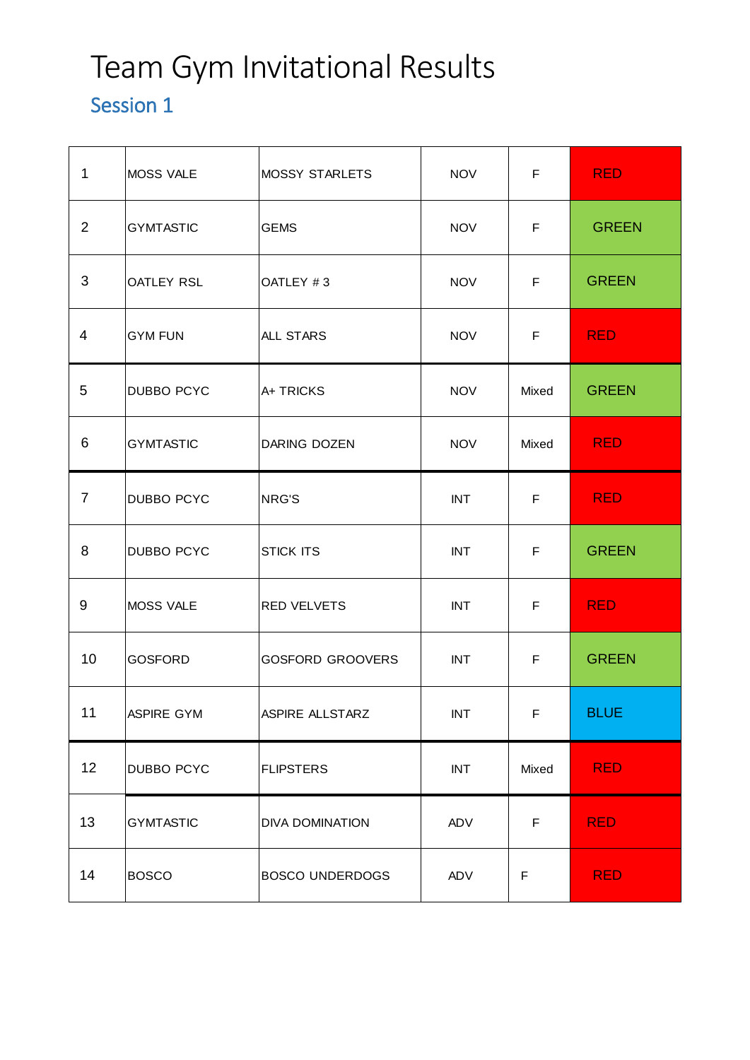# Team Gym Invitational Results

## Session 1

| | | | | | |
|---|---|---|---|---|---|
| 1 | MOSS VALE | MOSSY STARLETS | NOV | F | RED |
| 2 | GYMTASTIC | GEMS | NOV | F | GREEN |
| 3 | OATLEY RSL | OATLEY # 3 | NOV | F | GREEN |
| 4 | GYM FUN | ALL STARS | NOV | F | RED |
| 5 | DUBBO PCYC | A+ TRICKS | NOV | Mixed | GREEN |
| 6 | GYMTASTIC | DARING DOZEN | NOV | Mixed | RED |
| 7 | DUBBO PCYC | NRG'S | INT | F | RED |
| 8 | DUBBO PCYC | STICK ITS | INT | F | GREEN |
| 9 | MOSS VALE | RED VELVETS | INT | F | RED |
| 10 | GOSFORD | GOSFORD GROOVERS | INT | F | GREEN |
| 11 | ASPIRE GYM | ASPIRE ALLSTARZ | INT | F | BLUE |
| 12 | DUBBO PCYC | FLIPSTERS | INT | Mixed | RED |
| 13 | GYMTASTIC | DIVA DOMINATION | ADV | F | RED |
| 14 | BOSCO | BOSCO UNDERDOGS | ADV | F | RED |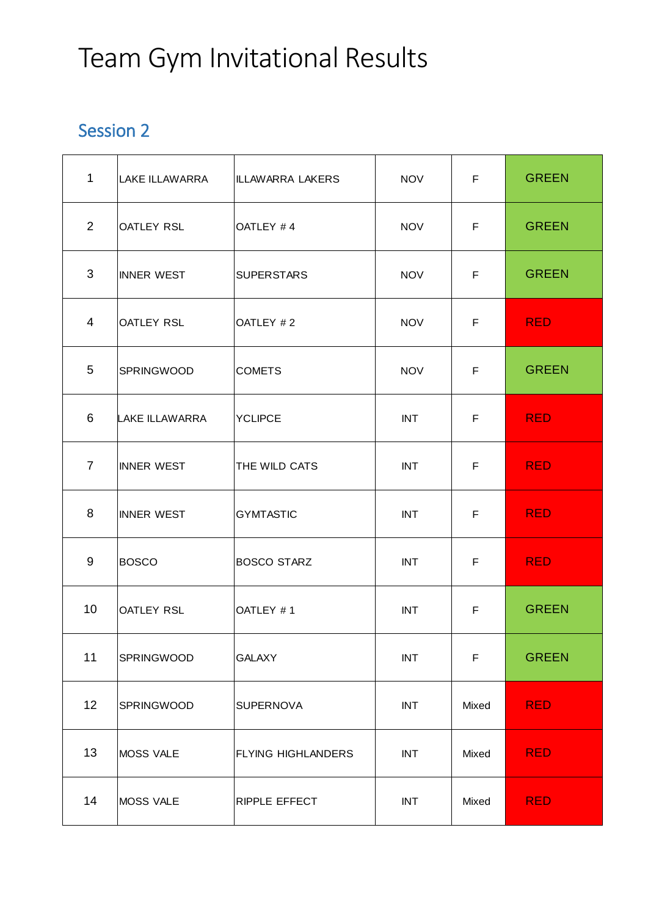# Team Gym Invitational Results

## Session 2

| | | | | | |
|---|---|---|---|---|---|
| 1 | LAKE ILLAWARRA | ILLAWARRA LAKERS | NOV | F | GREEN |
| 2 | OATLEY RSL | OATLEY # 4 | NOV | F | GREEN |
| 3 | INNER WEST | SUPERSTARS | NOV | F | GREEN |
| 4 | OATLEY RSL | OATLEY # 2 | NOV | F | RED |
| 5 | SPRINGWOOD | COMETS | NOV | F | GREEN |
| 6 | LAKE ILLAWARRA | YCLIPCE | INT | F | RED |
| 7 | INNER WEST | THE WILD CATS | INT | F | RED |
| 8 | INNER WEST | GYMTASTIC | INT | F | RED |
| 9 | BOSCO | BOSCO STARZ | INT | F | RED |
| 10 | OATLEY RSL | OATLEY # 1 | INT | F | GREEN |
| 11 | SPRINGWOOD | GALAXY | INT | F | GREEN |
| 12 | SPRINGWOOD | SUPERNOVA | INT | Mixed | RED |
| 13 | MOSS VALE | FLYING HIGHLANDERS | INT | Mixed | RED |
| 14 | MOSS VALE | RIPPLE EFFECT | INT | Mixed | RED |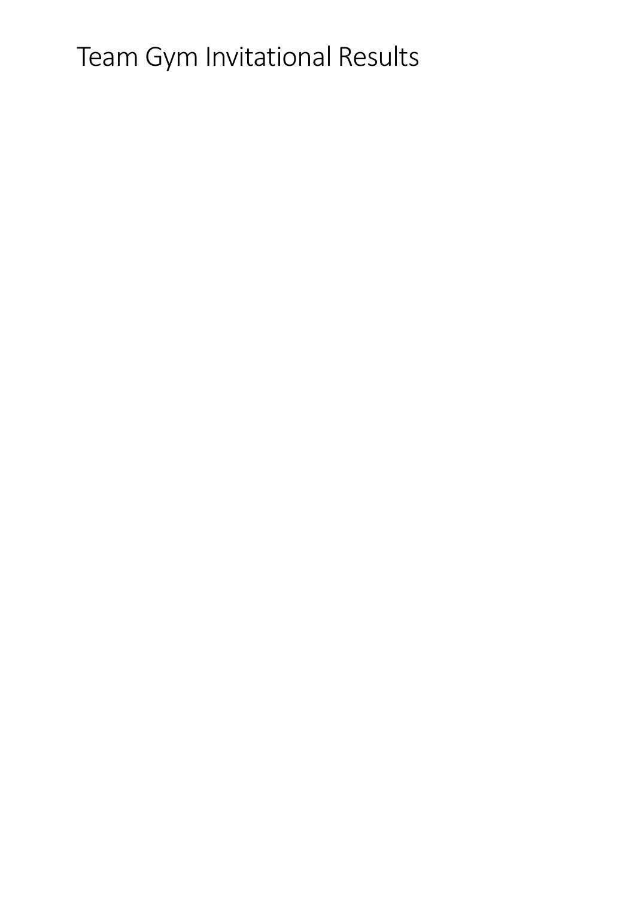# Team Gym Invitational Results